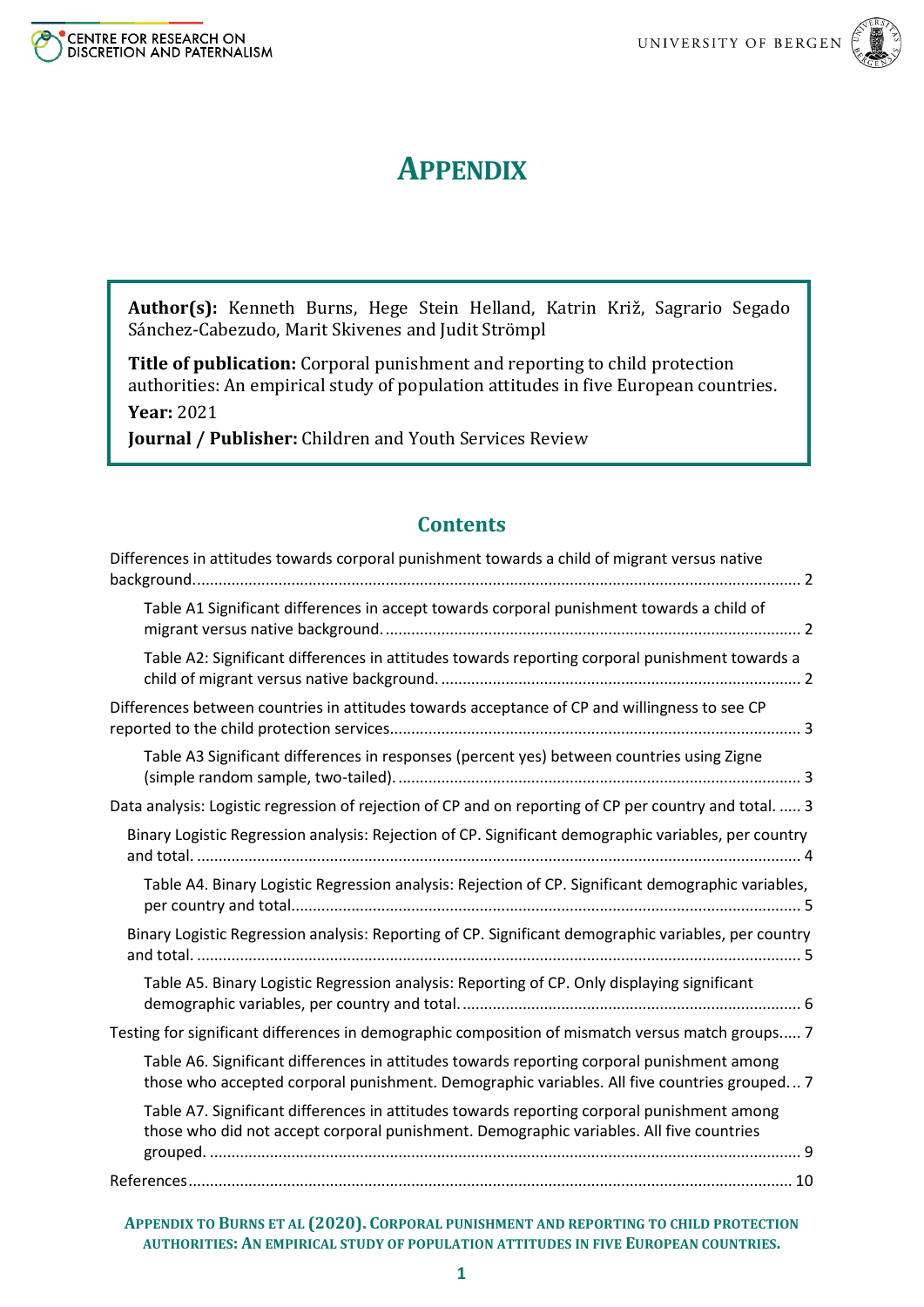CENTRE FOR RESEARCH ON DISCRETION AND PATERNALISM

UNIVERSITY OF BERGEN

# APPENDIX

**Author(s):** Kenneth Burns, Hege Stein Helland, Katrin Križ, Sagrario Segado Sánchez-Cabezudo, Marit Skivenes and Judit Strömpl

**Title of publication:** Corporal punishment and reporting to child protection authorities: An empirical study of population attitudes in five European countries.

**Year:** 2021

**Journal / Publisher:** Children and Youth Services Review

## Contents

Differences in attitudes towards corporal punishment towards a child of migrant versus native background. ........ 2

- Table A1 Significant differences in accept towards corporal punishment towards a child of migrant versus native background. ........ 2
- Table A2: Significant differences in attitudes towards reporting corporal punishment towards a child of migrant versus native background. ........ 2

Differences between countries in attitudes towards acceptance of CP and willingness to see CP reported to the child protection services ........ 3

- Table A3 Significant differences in responses (percent yes) between countries using Zigne (simple random sample, two-tailed). ........ 3

Data analysis: Logistic regression of rejection of CP and on reporting of CP per country and total. ..... 3

- Binary Logistic Regression analysis: Rejection of CP. Significant demographic variables, per country and total. ........ 4
  - Table A4. Binary Logistic Regression analysis: Rejection of CP. Significant demographic variables, per country and total ........ 5
- Binary Logistic Regression analysis: Reporting of CP. Significant demographic variables, per country and total. ........ 5
  - Table A5. Binary Logistic Regression analysis: Reporting of CP. Only displaying significant demographic variables, per country and total. ........ 6

Testing for significant differences in demographic composition of mismatch versus match groups ..... 7

- Table A6. Significant differences in attitudes towards reporting corporal punishment among those who accepted corporal punishment. Demographic variables. All five countries grouped. .. 7
- Table A7. Significant differences in attitudes towards reporting corporal punishment among those who did not accept corporal punishment. Demographic variables. All five countries grouped. ........ 9

References ........ 10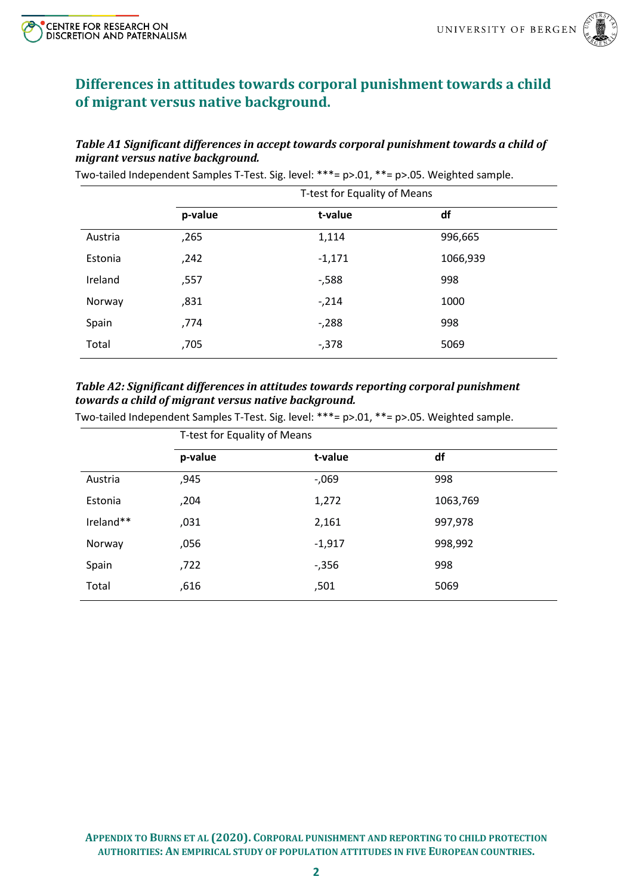## Differences in attitudes towards corporal punishment towards a child of migrant versus native background.

***Table A1 Significant differences in accept towards corporal punishment towards a child of migrant versus native background.***

Two-tailed Independent Samples T-Test. Sig. level: ***= p>.01, **= p>.05. Weighted sample.

| | T-test for Equality of Means | | |
|---|---|---|---|
| | **p-value** | **t-value** | **df** |
| Austria | ,265 | 1,114 | 996,665 |
| Estonia | ,242 | -1,171 | 1066,939 |
| Ireland | ,557 | -,588 | 998 |
| Norway | ,831 | -,214 | 1000 |
| Spain | ,774 | -,288 | 998 |
| Total | ,705 | -,378 | 5069 |

***Table A2: Significant differences in attitudes towards reporting corporal punishment towards a child of migrant versus native background.***

Two-tailed Independent Samples T-Test. Sig. level: ***= p>.01, **= p>.05. Weighted sample.

| | T-test for Equality of Means | | |
|---|---|---|---|
| | **p-value** | **t-value** | **df** |
| Austria | ,945 | -,069 | 998 |
| Estonia | ,204 | 1,272 | 1063,769 |
| Ireland** | ,031 | 2,161 | 997,978 |
| Norway | ,056 | -1,917 | 998,992 |
| Spain | ,722 | -,356 | 998 |
| Total | ,616 | ,501 | 5069 |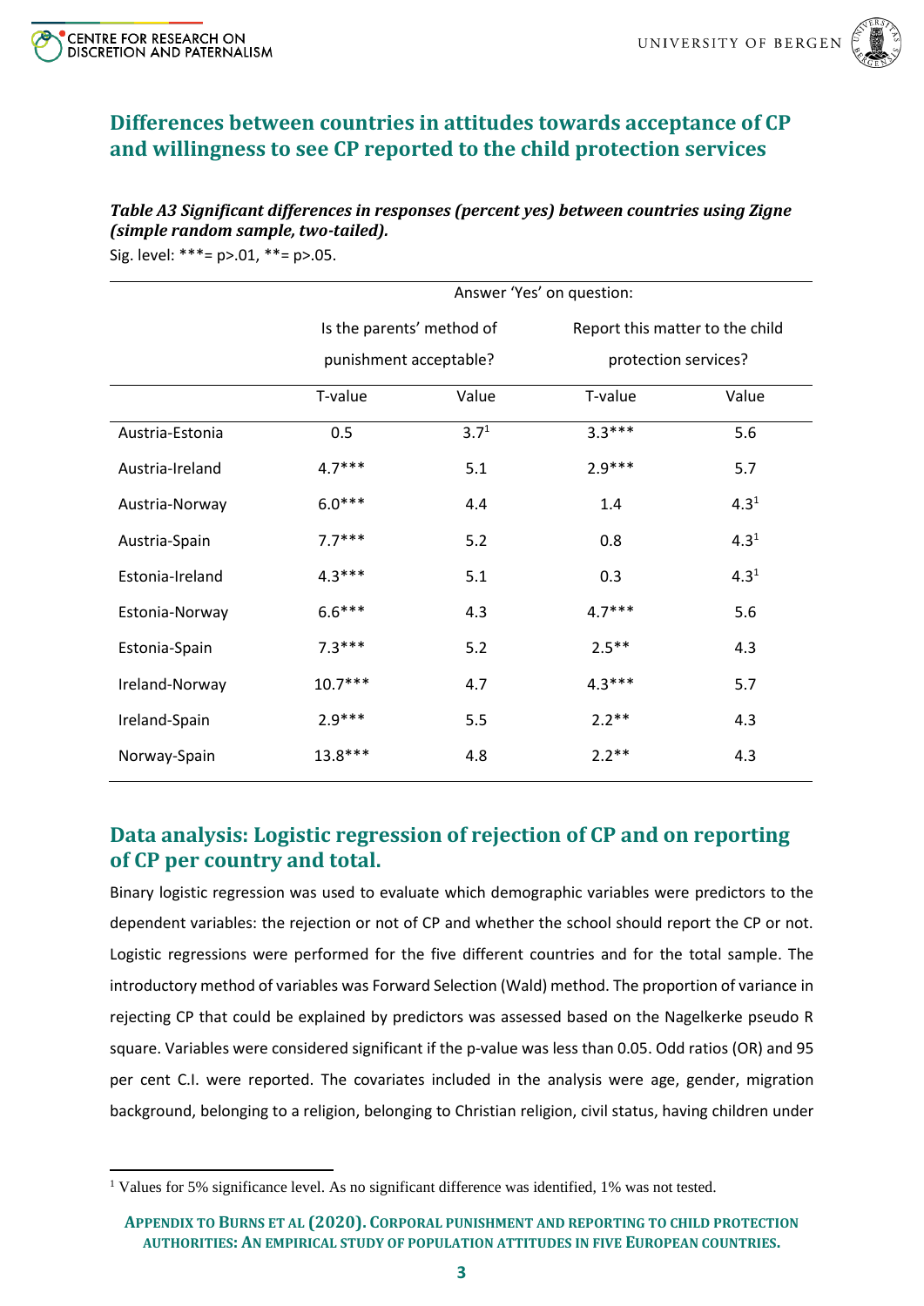## Differences between countries in attitudes towards acceptance of CP and willingness to see CP reported to the child protection services

***Table A3 Significant differences in responses (percent yes) between countries using Zigne (simple random sample, two-tailed).***

Sig. level: ***= p>.01, **= p>.05.

| | Answer 'Yes' on question: | | | |
|---|---|---|---|---|
| | Is the parents' method of punishment acceptable? | | Report this matter to the child protection services? | |
| | T-value | Value | T-value | Value |
| Austria-Estonia | 0.5 | 3.7[1] | 3.3*** | 5.6 |
| Austria-Ireland | 4.7*** | 5.1 | 2.9*** | 5.7 |
| Austria-Norway | 6.0*** | 4.4 | 1.4 | 4.3[1] |
| Austria-Spain | 7.7*** | 5.2 | 0.8 | 4.3[1] |
| Estonia-Ireland | 4.3*** | 5.1 | 0.3 | 4.3[1] |
| Estonia-Norway | 6.6*** | 4.3 | 4.7*** | 5.6 |
| Estonia-Spain | 7.3*** | 5.2 | 2.5** | 4.3 |
| Ireland-Norway | 10.7*** | 4.7 | 4.3*** | 5.7 |
| Ireland-Spain | 2.9*** | 5.5 | 2.2** | 4.3 |
| Norway-Spain | 13.8*** | 4.8 | 2.2** | 4.3 |

## Data analysis: Logistic regression of rejection of CP and on reporting of CP per country and total.

Binary logistic regression was used to evaluate which demographic variables were predictors to the dependent variables: the rejection or not of CP and whether the school should report the CP or not. Logistic regressions were performed for the five different countries and for the total sample. The introductory method of variables was Forward Selection (Wald) method. The proportion of variance in rejecting CP that could be explained by predictors was assessed based on the Nagelkerke pseudo R square. Variables were considered significant if the p-value was less than 0.05. Odd ratios (OR) and 95 per cent C.I. were reported. The covariates included in the analysis were age, gender, migration background, belonging to a religion, belonging to Christian religion, civil status, having children under

[1] Values for 5% significance level. As no significant difference was identified, 1% was not tested.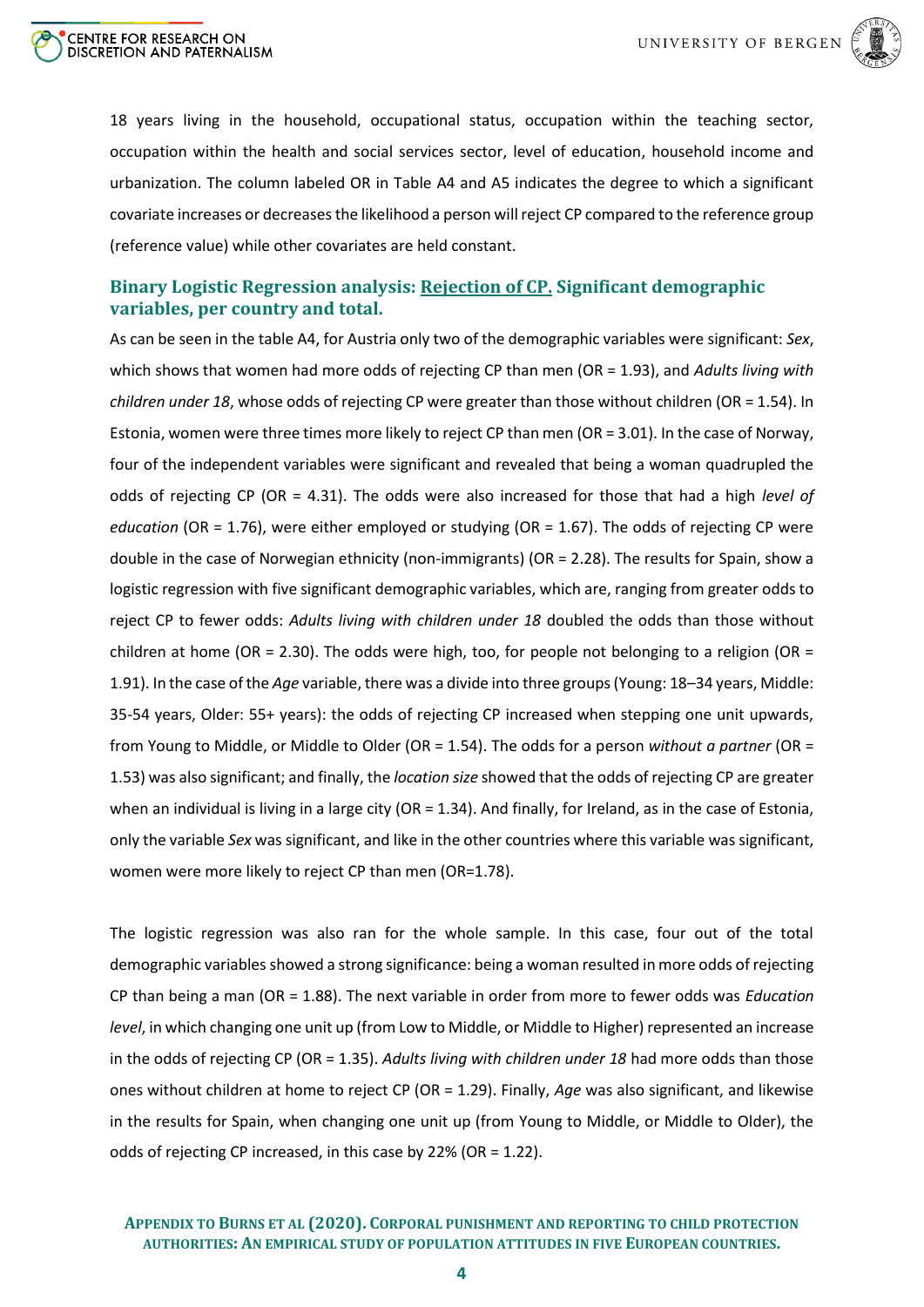18 years living in the household, occupational status, occupation within the teaching sector, occupation within the health and social services sector, level of education, household income and urbanization. The column labeled OR in Table A4 and A5 indicates the degree to which a significant covariate increases or decreases the likelihood a person will reject CP compared to the reference group (reference value) while other covariates are held constant.

### Binary Logistic Regression analysis: Rejection of CP. Significant demographic variables, per country and total.

As can be seen in the table A4, for Austria only two of the demographic variables were significant: *Sex*, which shows that women had more odds of rejecting CP than men (OR = 1.93), and *Adults living with children under 18*, whose odds of rejecting CP were greater than those without children (OR = 1.54). In Estonia, women were three times more likely to reject CP than men (OR = 3.01). In the case of Norway, four of the independent variables were significant and revealed that being a woman quadrupled the odds of rejecting CP (OR = 4.31). The odds were also increased for those that had a high *level of education* (OR = 1.76), were either employed or studying (OR = 1.67). The odds of rejecting CP were double in the case of Norwegian ethnicity (non-immigrants) (OR = 2.28). The results for Spain, show a logistic regression with five significant demographic variables, which are, ranging from greater odds to reject CP to fewer odds: *Adults living with children under 18* doubled the odds than those without children at home (OR = 2.30). The odds were high, too, for people not belonging to a religion (OR = 1.91). In the case of the *Age* variable, there was a divide into three groups (Young: 18–34 years, Middle: 35-54 years, Older: 55+ years): the odds of rejecting CP increased when stepping one unit upwards, from Young to Middle, or Middle to Older (OR = 1.54). The odds for a person *without a partner* (OR = 1.53) was also significant; and finally, the *location size* showed that the odds of rejecting CP are greater when an individual is living in a large city (OR = 1.34). And finally, for Ireland, as in the case of Estonia, only the variable *Sex* was significant, and like in the other countries where this variable was significant, women were more likely to reject CP than men (OR=1.78).

The logistic regression was also ran for the whole sample. In this case, four out of the total demographic variables showed a strong significance: being a woman resulted in more odds of rejecting CP than being a man (OR = 1.88). The next variable in order from more to fewer odds was *Education level*, in which changing one unit up (from Low to Middle, or Middle to Higher) represented an increase in the odds of rejecting CP (OR = 1.35). *Adults living with children under 18* had more odds than those ones without children at home to reject CP (OR = 1.29). Finally, *Age* was also significant, and likewise in the results for Spain, when changing one unit up (from Young to Middle, or Middle to Older), the odds of rejecting CP increased, in this case by 22% (OR = 1.22).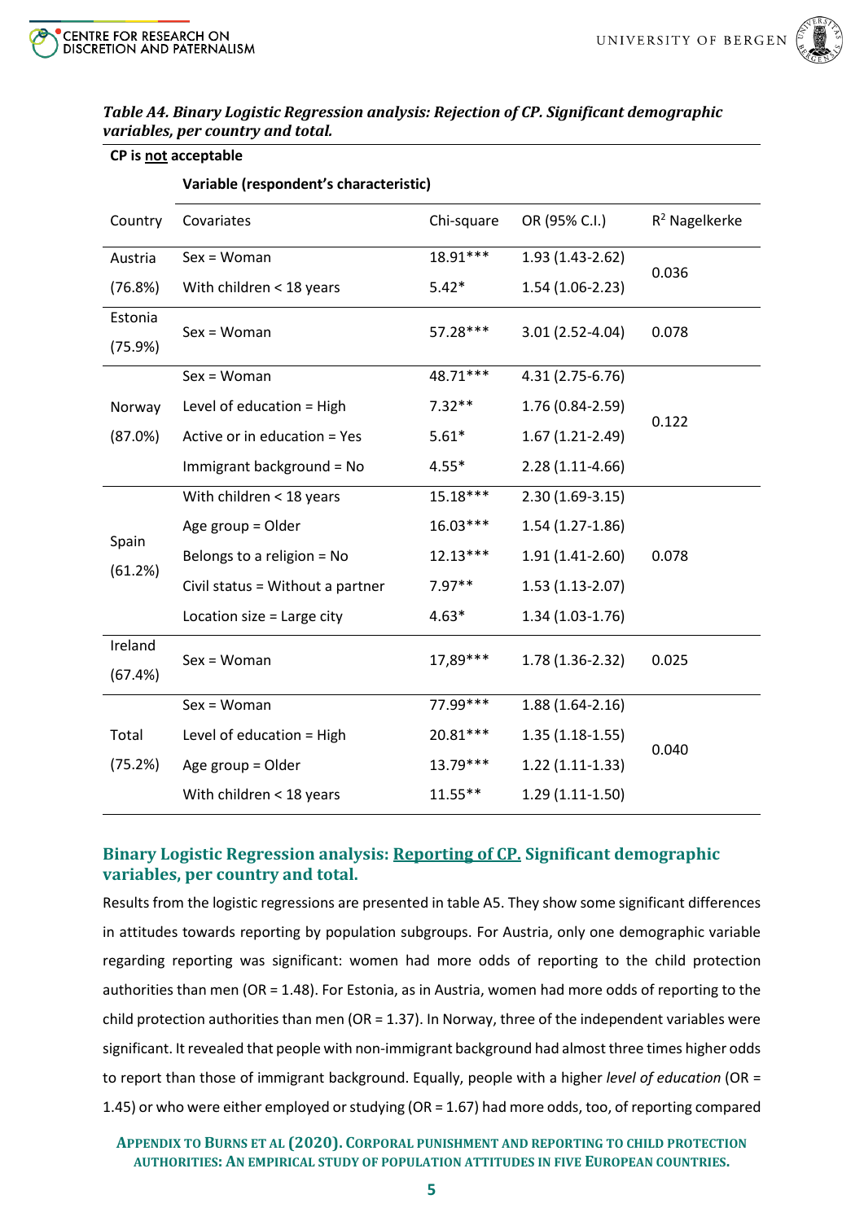*Table A4. Binary Logistic Regression analysis: Rejection of CP. Significant demographic variables, per country and total.*

**CP is not acceptable**

| | **Variable (respondent's characteristic)** | | | |
|---|---|---|---|---|
| Country | Covariates | Chi-square | OR (95% C.I.) | $R^2$ Nagelkerke |
| Austria (76.8%) | Sex = Woman | 18.91*** | 1.93 (1.43-2.62) | 0.036 |
| | With children < 18 years | 5.42* | 1.54 (1.06-2.23) | |
| Estonia (75.9%) | Sex = Woman | 57.28*** | 3.01 (2.52-4.04) | 0.078 |
| Norway (87.0%) | Sex = Woman | 48.71*** | 4.31 (2.75-6.76) | 0.122 |
| | Level of education = High | 7.32** | 1.76 (0.84-2.59) | |
| | Active or in education = Yes | 5.61* | 1.67 (1.21-2.49) | |
| | Immigrant background = No | 4.55* | 2.28 (1.11-4.66) | |
| Spain (61.2%) | With children < 18 years | 15.18*** | 2.30 (1.69-3.15) | 0.078 |
| | Age group = Older | 16.03*** | 1.54 (1.27-1.86) | |
| | Belongs to a religion = No | 12.13*** | 1.91 (1.41-2.60) | |
| | Civil status = Without a partner | 7.97** | 1.53 (1.13-2.07) | |
| | Location size = Large city | 4.63* | 1.34 (1.03-1.76) | |
| Ireland (67.4%) | Sex = Woman | 17,89*** | 1.78 (1.36-2.32) | 0.025 |
| Total (75.2%) | Sex = Woman | 77.99*** | 1.88 (1.64-2.16) | 0.040 |
| | Level of education = High | 20.81*** | 1.35 (1.18-1.55) | |
| | Age group = Older | 13.79*** | 1.22 (1.11-1.33) | |
| | With children < 18 years | 11.55** | 1.29 (1.11-1.50) | |

## Binary Logistic Regression analysis: Reporting of CP. Significant demographic variables, per country and total.

Results from the logistic regressions are presented in table A5. They show some significant differences in attitudes towards reporting by population subgroups. For Austria, only one demographic variable regarding reporting was significant: women had more odds of reporting to the child protection authorities than men (OR = 1.48). For Estonia, as in Austria, women had more odds of reporting to the child protection authorities than men (OR = 1.37). In Norway, three of the independent variables were significant. It revealed that people with non-immigrant background had almost three times higher odds to report than those of immigrant background. Equally, people with a higher *level of education* (OR = 1.45) or who were either employed or studying (OR = 1.67) had more odds, too, of reporting compared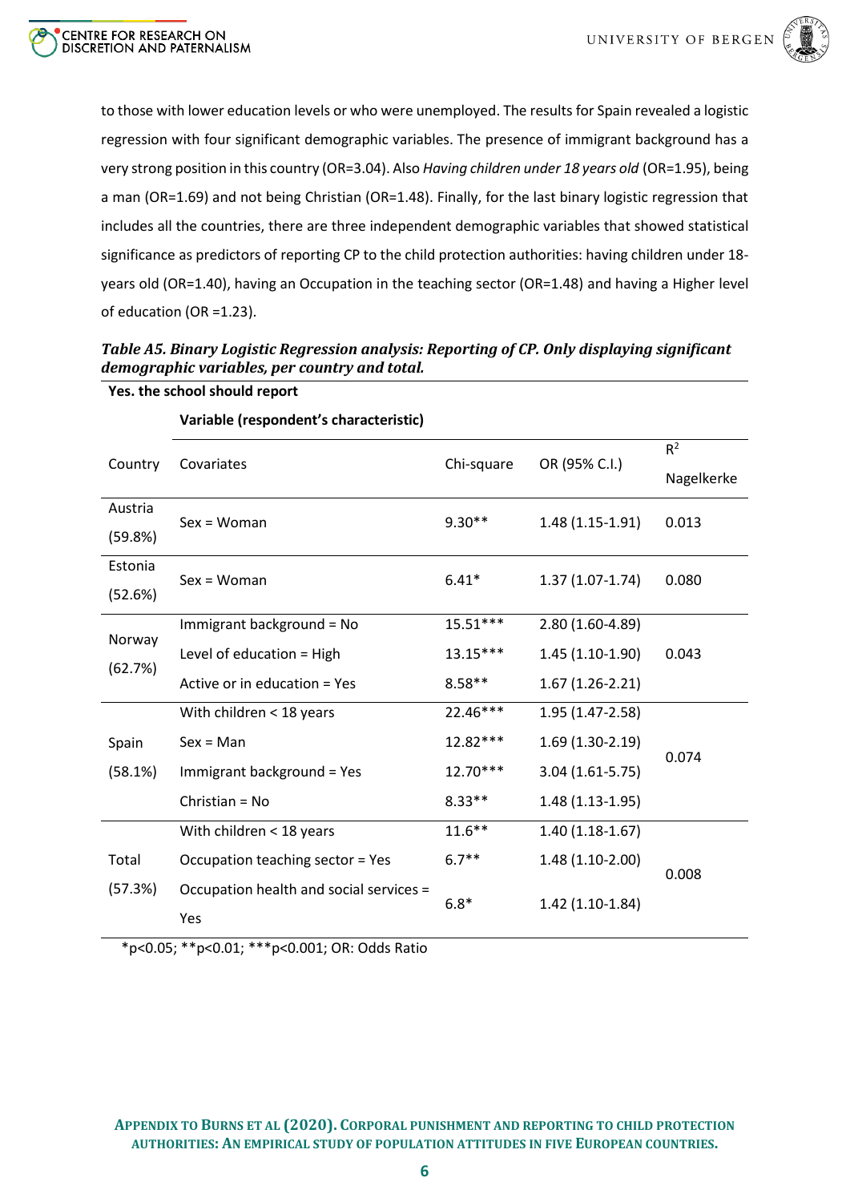to those with lower education levels or who were unemployed. The results for Spain revealed a logistic regression with four significant demographic variables. The presence of immigrant background has a very strong position in this country (OR=3.04). Also *Having children under 18 years old* (OR=1.95), being a man (OR=1.69) and not being Christian (OR=1.48). Finally, for the last binary logistic regression that includes all the countries, there are three independent demographic variables that showed statistical significance as predictors of reporting CP to the child protection authorities: having children under 18-years old (OR=1.40), having an Occupation in the teaching sector (OR=1.48) and having a Higher level of education (OR =1.23).

***Table A5. Binary Logistic Regression analysis: Reporting of CP. Only displaying significant demographic variables, per country and total.***

**Yes. the school should report**

| | **Variable (respondent's characteristic)** | | | |
|---|---|---|---|---|
| Country | Covariates | Chi-square | OR (95% C.I.) | $R^2$ Nagelkerke |
| Austria (59.8%) | Sex = Woman | 9.30** | 1.48 (1.15-1.91) | 0.013 |
| Estonia (52.6%) | Sex = Woman | 6.41* | 1.37 (1.07-1.74) | 0.080 |
| Norway (62.7%) | Immigrant background = No | 15.51*** | 2.80 (1.60-4.89) | 0.043 |
| | Level of education = High | 13.15*** | 1.45 (1.10-1.90) | |
| | Active or in education = Yes | 8.58** | 1.67 (1.26-2.21) | |
| Spain (58.1%) | With children < 18 years | 22.46*** | 1.95 (1.47-2.58) | 0.074 |
| | Sex = Man | 12.82*** | 1.69 (1.30-2.19) | |
| | Immigrant background = Yes | 12.70*** | 3.04 (1.61-5.75) | |
| | Christian = No | 8.33** | 1.48 (1.13-1.95) | |
| Total (57.3%) | With children < 18 years | 11.6** | 1.40 (1.18-1.67) | 0.008 |
| | Occupation teaching sector = Yes | 6.7** | 1.48 (1.10-2.00) | |
| | Occupation health and social services = Yes | 6.8* | 1.42 (1.10-1.84) | |

*p<0.05; **p<0.01; ***p<0.001; OR: Odds Ratio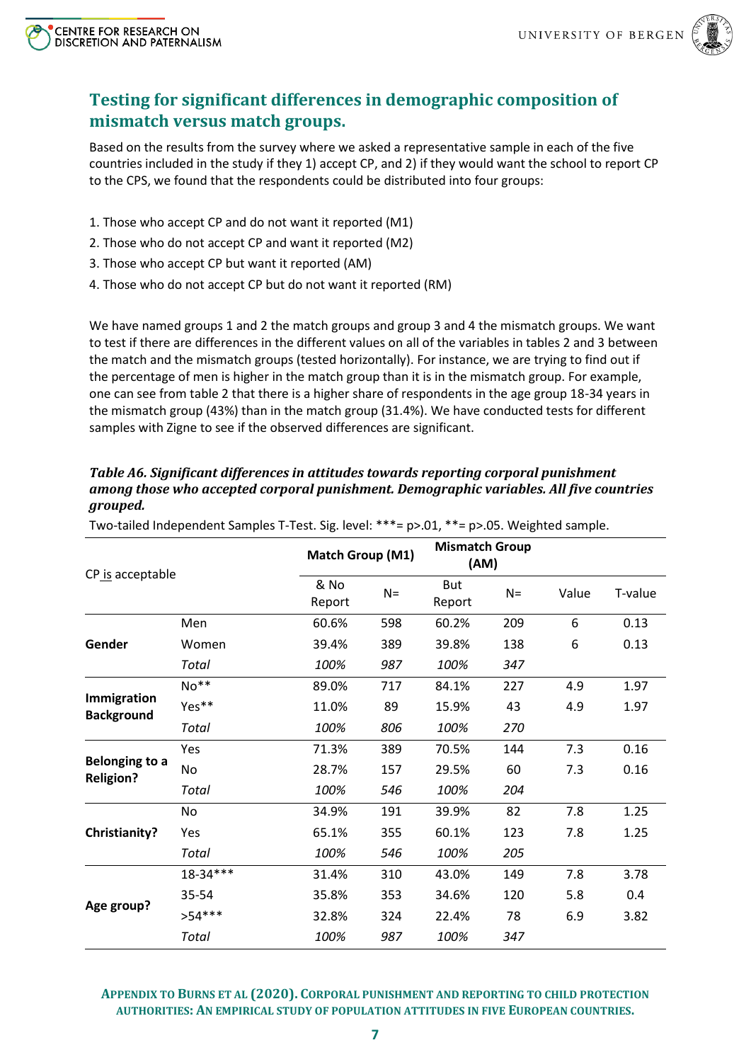## Testing for significant differences in demographic composition of mismatch versus match groups.

Based on the results from the survey where we asked a representative sample in each of the five countries included in the study if they 1) accept CP, and 2) if they would want the school to report CP to the CPS, we found that the respondents could be distributed into four groups:

1. Those who accept CP and do not want it reported (M1)
2. Those who do not accept CP and want it reported (M2)
3. Those who accept CP but want it reported (AM)
4. Those who do not accept CP but do not want it reported (RM)

We have named groups 1 and 2 the match groups and group 3 and 4 the mismatch groups. We want to test if there are differences in the different values on all of the variables in tables 2 and 3 between the match and the mismatch groups (tested horizontally). For instance, we are trying to find out if the percentage of men is higher in the match group than it is in the mismatch group. For example, one can see from table 2 that there is a higher share of respondents in the age group 18-34 years in the mismatch group (43%) than in the match group (31.4%). We have conducted tests for different samples with Zigne to see if the observed differences are significant.

***Table A6. Significant differences in attitudes towards reporting corporal punishment among those who accepted corporal punishment. Demographic variables. All five countries grouped.***

Two-tailed Independent Samples T-Test. Sig. level: ***= p>.01, **= p>.05. Weighted sample.

| CP is acceptable | | Match Group (M1) | | Mismatch Group (AM) | | | |
|---|---|---|---|---|---|---|---|
| | | & No Report | N= | But Report | N= | Value | T-value |
| **Gender** | Men | 60.6% | 598 | 60.2% | 209 | 6 | 0.13 |
| | Women | 39.4% | 389 | 39.8% | 138 | 6 | 0.13 |
| | *Total* | *100%* | *987* | *100%* | *347* | | |
| **Immigration Background** | No** | 89.0% | 717 | 84.1% | 227 | 4.9 | 1.97 |
| | Yes** | 11.0% | 89 | 15.9% | 43 | 4.9 | 1.97 |
| | *Total* | *100%* | *806* | *100%* | *270* | | |
| **Belonging to a Religion?** | Yes | 71.3% | 389 | 70.5% | 144 | 7.3 | 0.16 |
| | No | 28.7% | 157 | 29.5% | 60 | 7.3 | 0.16 |
| | *Total* | *100%* | *546* | *100%* | *204* | | |
| **Christianity?** | No | 34.9% | 191 | 39.9% | 82 | 7.8 | 1.25 |
| | Yes | 65.1% | 355 | 60.1% | 123 | 7.8 | 1.25 |
| | *Total* | *100%* | *546* | *100%* | *205* | | |
| **Age group?** | 18-34*** | 31.4% | 310 | 43.0% | 149 | 7.8 | 3.78 |
| | 35-54 | 35.8% | 353 | 34.6% | 120 | 5.8 | 0.4 |
| | >54*** | 32.8% | 324 | 22.4% | 78 | 6.9 | 3.82 |
| | *Total* | *100%* | *987* | *100%* | *347* | | |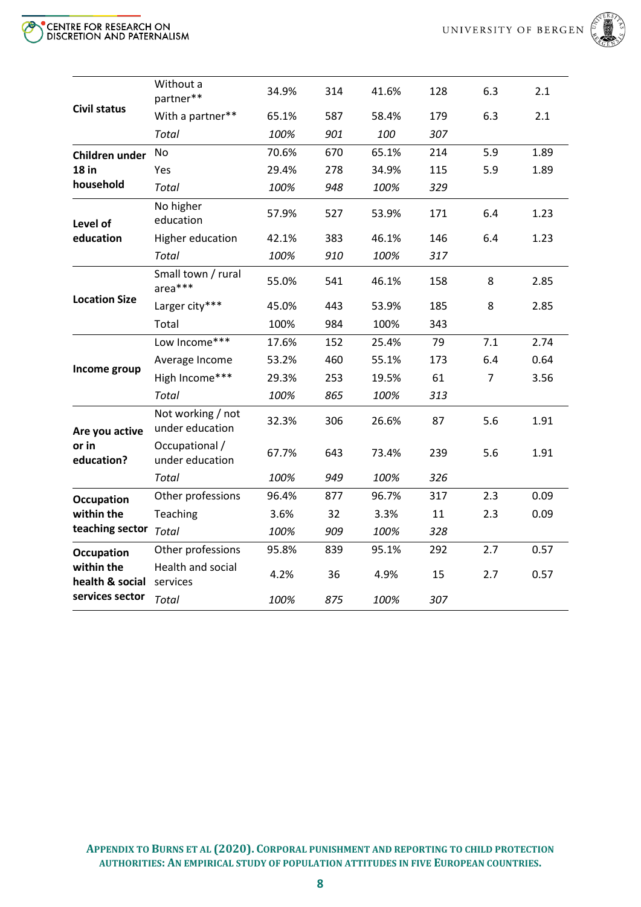| | | | | | | | |
|---|---|---|---|---|---|---|---|
| **Civil status** | Without a partner** | 34.9% | 314 | 41.6% | 128 | 6.3 | 2.1 |
| | With a partner** | 65.1% | 587 | 58.4% | 179 | 6.3 | 2.1 |
| | *Total* | *100%* | *901* | *100* | *307* | | |
| **Children under 18 in household** | No | 70.6% | 670 | 65.1% | 214 | 5.9 | 1.89 |
| | Yes | 29.4% | 278 | 34.9% | 115 | 5.9 | 1.89 |
| | *Total* | *100%* | *948* | *100%* | *329* | | |
| **Level of education** | No higher education | 57.9% | 527 | 53.9% | 171 | 6.4 | 1.23 |
| | Higher education | 42.1% | 383 | 46.1% | 146 | 6.4 | 1.23 |
| | *Total* | *100%* | *910* | *100%* | *317* | | |
| **Location Size** | Small town / rural area*** | 55.0% | 541 | 46.1% | 158 | 8 | 2.85 |
| | Larger city*** | 45.0% | 443 | 53.9% | 185 | 8 | 2.85 |
| | Total | 100% | 984 | 100% | 343 | | |
| **Income group** | Low Income*** | 17.6% | 152 | 25.4% | 79 | 7.1 | 2.74 |
| | Average Income | 53.2% | 460 | 55.1% | 173 | 6.4 | 0.64 |
| | High Income*** | 29.3% | 253 | 19.5% | 61 | 7 | 3.56 |
| | *Total* | *100%* | *865* | *100%* | *313* | | |
| **Are you active or in education?** | Not working / not under education | 32.3% | 306 | 26.6% | 87 | 5.6 | 1.91 |
| | Occupational / under education | 67.7% | 643 | 73.4% | 239 | 5.6 | 1.91 |
| | *Total* | *100%* | *949* | *100%* | *326* | | |
| **Occupation within the teaching sector** | Other professions | 96.4% | 877 | 96.7% | 317 | 2.3 | 0.09 |
| | Teaching | 3.6% | 32 | 3.3% | 11 | 2.3 | 0.09 |
| | *Total* | *100%* | *909* | *100%* | *328* | | |
| **Occupation within the health & social services sector** | Other professions | 95.8% | 839 | 95.1% | 292 | 2.7 | 0.57 |
| | Health and social services | 4.2% | 36 | 4.9% | 15 | 2.7 | 0.57 |
| | *Total* | *100%* | *875* | *100%* | *307* | | |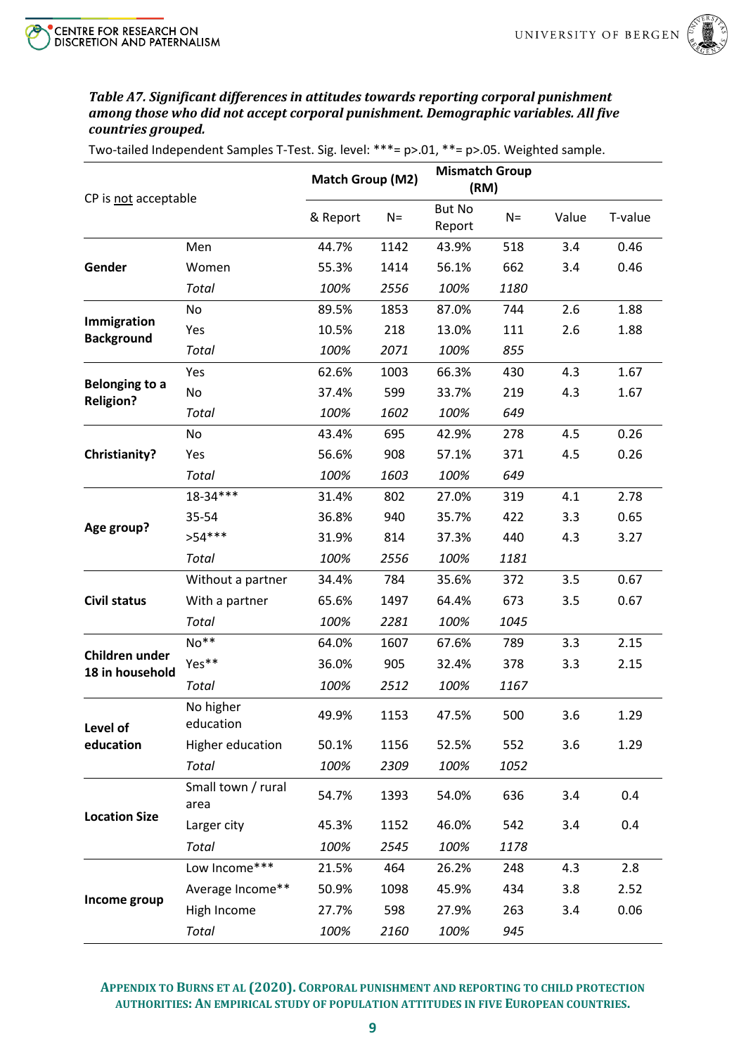***Table A7. Significant differences in attitudes towards reporting corporal punishment among those who did not accept corporal punishment. Demographic variables. All five countries grouped.***

Two-tailed Independent Samples T-Test. Sig. level: ***= p>.01, **= p>.05. Weighted sample.

| CP is not acceptable | | Match Group (M2) | | Mismatch Group (RM) | | | |
|---|---|---|---|---|---|---|---|
| | | & Report | N= | But No Report | N= | Value | T-value |
| **Gender** | Men | 44.7% | 1142 | 43.9% | 518 | 3.4 | 0.46 |
| | Women | 55.3% | 1414 | 56.1% | 662 | 3.4 | 0.46 |
| | *Total* | *100%* | *2556* | *100%* | *1180* | | |
| **Immigration Background** | No | 89.5% | 1853 | 87.0% | 744 | 2.6 | 1.88 |
| | Yes | 10.5% | 218 | 13.0% | 111 | 2.6 | 1.88 |
| | *Total* | *100%* | *2071* | *100%* | *855* | | |
| **Belonging to a Religion?** | Yes | 62.6% | 1003 | 66.3% | 430 | 4.3 | 1.67 |
| | No | 37.4% | 599 | 33.7% | 219 | 4.3 | 1.67 |
| | *Total* | *100%* | *1602* | *100%* | *649* | | |
| **Christianity?** | No | 43.4% | 695 | 42.9% | 278 | 4.5 | 0.26 |
| | Yes | 56.6% | 908 | 57.1% | 371 | 4.5 | 0.26 |
| | *Total* | *100%* | *1603* | *100%* | *649* | | |
| **Age group?** | 18-34*** | 31.4% | 802 | 27.0% | 319 | 4.1 | 2.78 |
| | 35-54 | 36.8% | 940 | 35.7% | 422 | 3.3 | 0.65 |
| | >54*** | 31.9% | 814 | 37.3% | 440 | 4.3 | 3.27 |
| | *Total* | *100%* | *2556* | *100%* | *1181* | | |
| **Civil status** | Without a partner | 34.4% | 784 | 35.6% | 372 | 3.5 | 0.67 |
| | With a partner | 65.6% | 1497 | 64.4% | 673 | 3.5 | 0.67 |
| | *Total* | *100%* | *2281* | *100%* | *1045* | | |
| **Children under 18 in household** | No** | 64.0% | 1607 | 67.6% | 789 | 3.3 | 2.15 |
| | Yes** | 36.0% | 905 | 32.4% | 378 | 3.3 | 2.15 |
| | *Total* | *100%* | *2512* | *100%* | *1167* | | |
| **Level of education** | No higher education | 49.9% | 1153 | 47.5% | 500 | 3.6 | 1.29 |
| | Higher education | 50.1% | 1156 | 52.5% | 552 | 3.6 | 1.29 |
| | *Total* | *100%* | *2309* | *100%* | *1052* | | |
| **Location Size** | Small town / rural area | 54.7% | 1393 | 54.0% | 636 | 3.4 | 0.4 |
| | Larger city | 45.3% | 1152 | 46.0% | 542 | 3.4 | 0.4 |
| | *Total* | *100%* | *2545* | *100%* | *1178* | | |
| **Income group** | Low Income*** | 21.5% | 464 | 26.2% | 248 | 4.3 | 2.8 |
| | Average Income** | 50.9% | 1098 | 45.9% | 434 | 3.8 | 2.52 |
| | High Income | 27.7% | 598 | 27.9% | 263 | 3.4 | 0.06 |
| | *Total* | *100%* | *2160* | *100%* | *945* | | |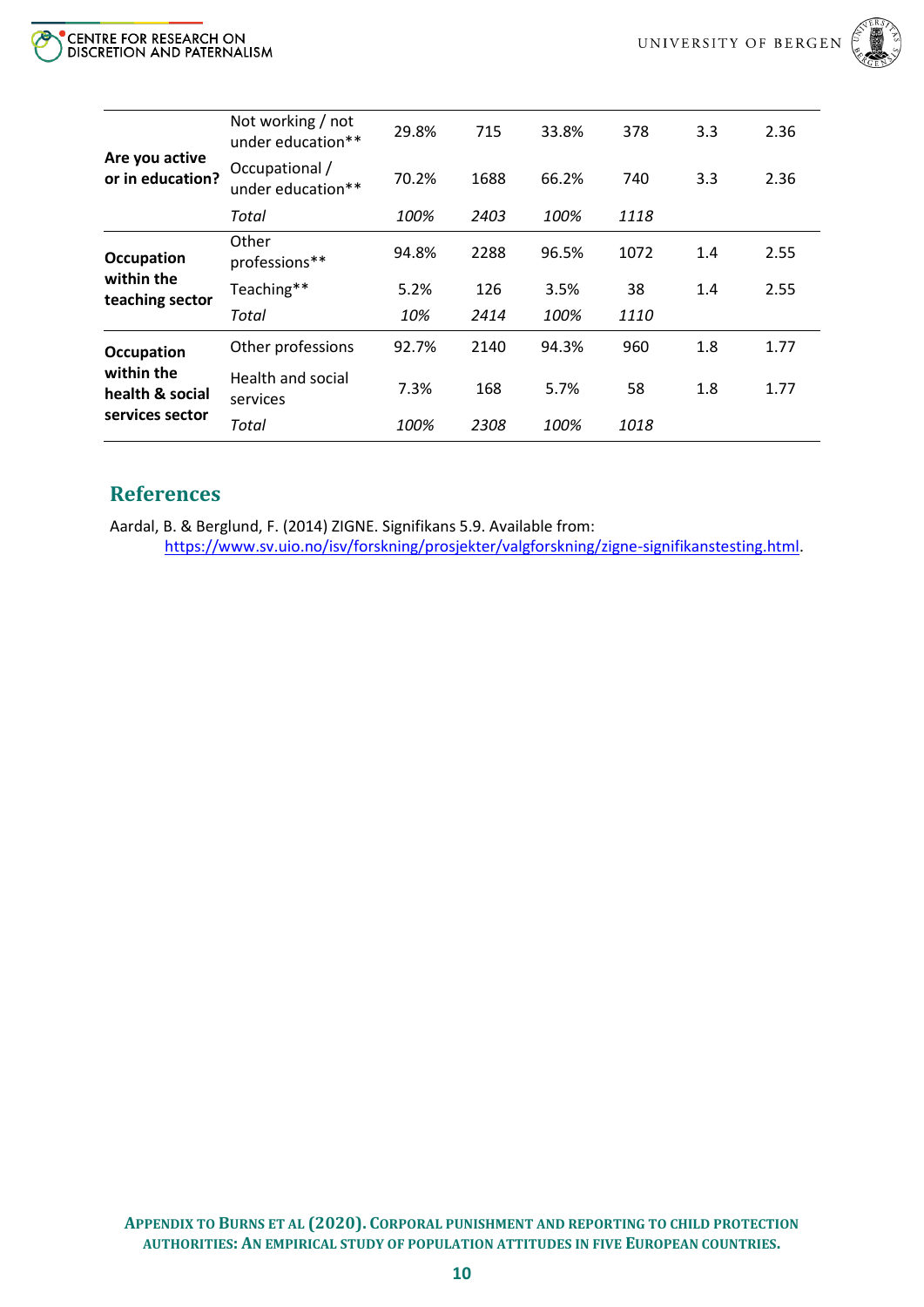| | | | | | | | |
|---|---|---|---|---|---|---|---|
| **Are you active or in education?** | Not working / not under education** | 29.8% | 715 | 33.8% | 378 | 3.3 | 2.36 |
| | Occupational / under education** | 70.2% | 1688 | 66.2% | 740 | 3.3 | 2.36 |
| | *Total* | *100%* | *2403* | *100%* | *1118* | | |
| **Occupation within the teaching sector** | Other professions** | 94.8% | 2288 | 96.5% | 1072 | 1.4 | 2.55 |
| | Teaching** | 5.2% | 126 | 3.5% | 38 | 1.4 | 2.55 |
| | *Total* | *10%* | *2414* | *100%* | *1110* | | |
| **Occupation within the health & social services sector** | Other professions | 92.7% | 2140 | 94.3% | 960 | 1.8 | 1.77 |
| | Health and social services | 7.3% | 168 | 5.7% | 58 | 1.8 | 1.77 |
| | *Total* | *100%* | *2308* | *100%* | *1018* | | |

## References

Aardal, B. & Berglund, F. (2014) ZIGNE. Signifikans 5.9. Available from: https://www.sv.uio.no/isv/forskning/prosjekter/valgforskning/zigne-signifikanstesting.html.